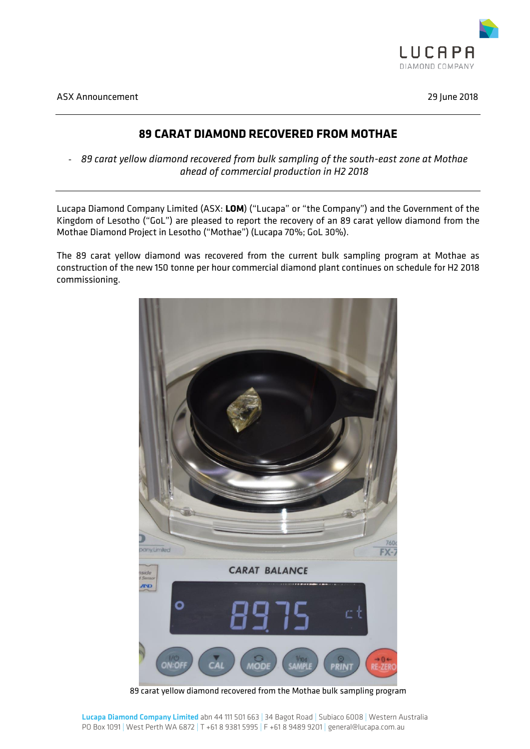ASX Announcement

29 June 2018

# 89 CARAT DIAMOND RECOVERED FROM MOTHAE

- *89 carat yellow diamond recovered from bulk sampling of the south-east zone at Mothae ahead of commercial production in H2 2018*

Lucapa Diamond Company Limited (ASX: **LOM**) ("Lucapa" or "the Company") and the Government of the Kingdom of Lesotho ("GoL") are pleased to report the recovery of an 89 carat yellow diamond from the Mothae Diamond Project in Lesotho ("Mothae") (Lucapa 70%; GoL 30%).

The 89 carat yellow diamond was recovered from the current bulk sampling program at Mothae as construction of the new 150 tonne per hour commercial diamond plant continues on schedule for H2 2018 commissioning.

89 carat yellow diamond recovered from the Mothae bulk sampling program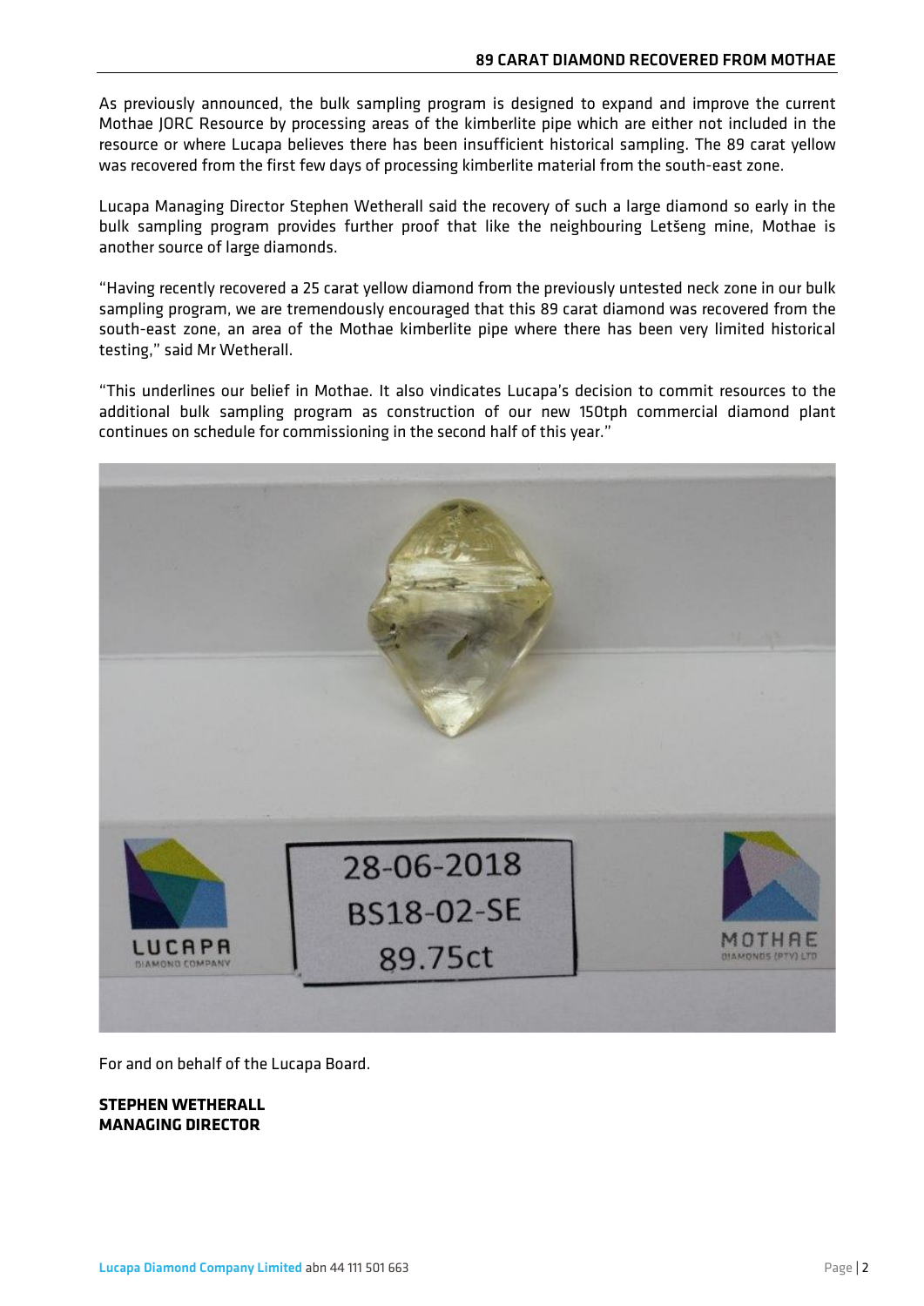As previously announced, the bulk sampling program is designed to expand and improve the current Mothae JORC Resource by processing areas of the kimberlite pipe which are either not included in the resource or where Lucapa believes there has been insufficient historical sampling. The 89 carat yellow was recovered from the first few days of processing kimberlite material from the south-east zone.

Lucapa Managing Director Stephen Wetherall said the recovery of such a large diamond so early in the bulk sampling program provides further proof that like the neighbouring Letšeng mine, Mothae is another source of large diamonds.

"Having recently recovered a 25 carat yellow diamond from the previously untested neck zone in our bulk sampling program, we are tremendously encouraged that this 89 carat diamond was recovered from the south-east zone, an area of the Mothae kimberlite pipe where there has been very limited historical testing," said Mr Wetherall.

"This underlines our belief in Mothae. It also vindicates Lucapa's decision to commit resources to the additional bulk sampling program as construction of our new 150tph commercial diamond plant continues on schedule for commissioning in the second half of this year."

For and on behalf of the Lucapa Board.

**STEPHEN WETHERALL**
**MANAGING DIRECTOR**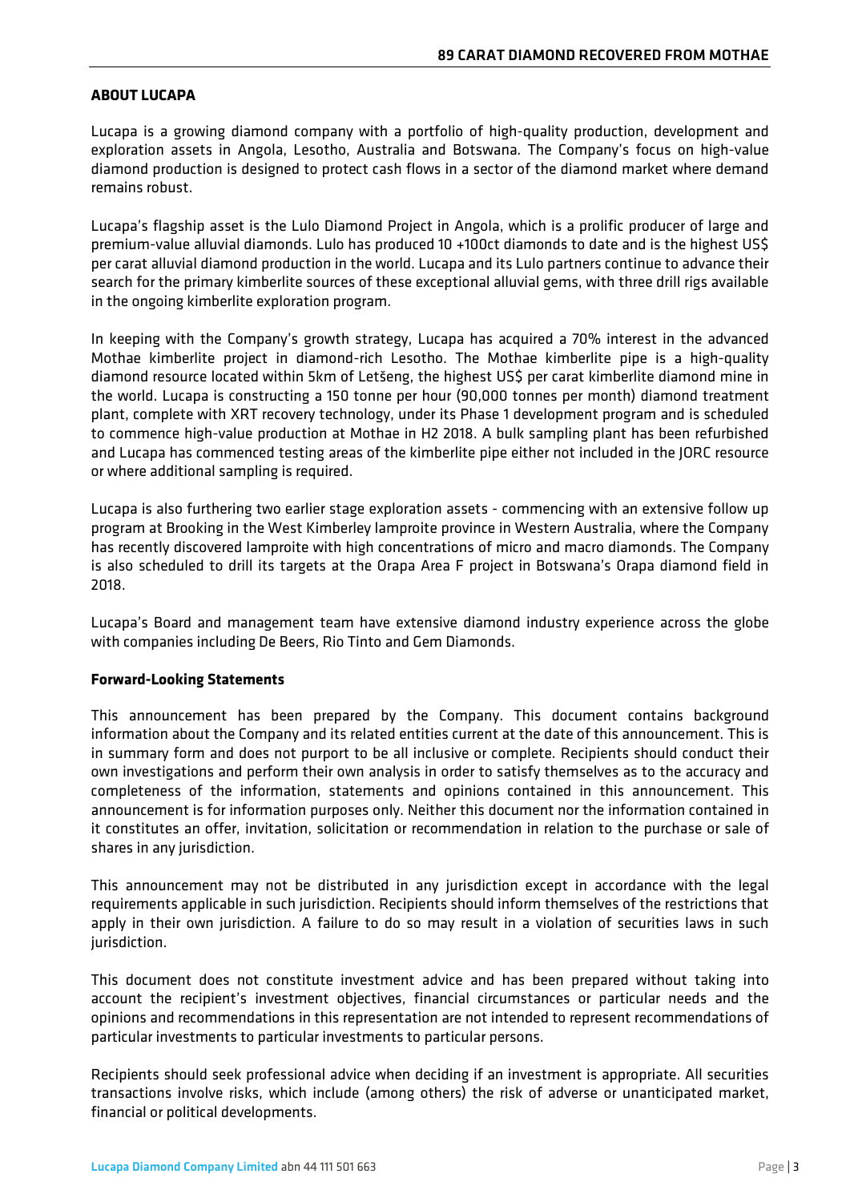## ABOUT LUCAPA

Lucapa is a growing diamond company with a portfolio of high-quality production, development and exploration assets in Angola, Lesotho, Australia and Botswana. The Company's focus on high-value diamond production is designed to protect cash flows in a sector of the diamond market where demand remains robust.

Lucapa's flagship asset is the Lulo Diamond Project in Angola, which is a prolific producer of large and premium-value alluvial diamonds. Lulo has produced 10 +100ct diamonds to date and is the highest US$ per carat alluvial diamond production in the world. Lucapa and its Lulo partners continue to advance their search for the primary kimberlite sources of these exceptional alluvial gems, with three drill rigs available in the ongoing kimberlite exploration program.

In keeping with the Company's growth strategy, Lucapa has acquired a 70% interest in the advanced Mothae kimberlite project in diamond-rich Lesotho. The Mothae kimberlite pipe is a high-quality diamond resource located within 5km of Letšeng, the highest US$ per carat kimberlite diamond mine in the world. Lucapa is constructing a 150 tonne per hour (90,000 tonnes per month) diamond treatment plant, complete with XRT recovery technology, under its Phase 1 development program and is scheduled to commence high-value production at Mothae in H2 2018. A bulk sampling plant has been refurbished and Lucapa has commenced testing areas of the kimberlite pipe either not included in the JORC resource or where additional sampling is required.

Lucapa is also furthering two earlier stage exploration assets - commencing with an extensive follow up program at Brooking in the West Kimberley lamproite province in Western Australia, where the Company has recently discovered lamproite with high concentrations of micro and macro diamonds. The Company is also scheduled to drill its targets at the Orapa Area F project in Botswana's Orapa diamond field in 2018.

Lucapa's Board and management team have extensive diamond industry experience across the globe with companies including De Beers, Rio Tinto and Gem Diamonds.

### Forward-Looking Statements

This announcement has been prepared by the Company. This document contains background information about the Company and its related entities current at the date of this announcement. This is in summary form and does not purport to be all inclusive or complete. Recipients should conduct their own investigations and perform their own analysis in order to satisfy themselves as to the accuracy and completeness of the information, statements and opinions contained in this announcement. This announcement is for information purposes only. Neither this document nor the information contained in it constitutes an offer, invitation, solicitation or recommendation in relation to the purchase or sale of shares in any jurisdiction.

This announcement may not be distributed in any jurisdiction except in accordance with the legal requirements applicable in such jurisdiction. Recipients should inform themselves of the restrictions that apply in their own jurisdiction. A failure to do so may result in a violation of securities laws in such jurisdiction.

This document does not constitute investment advice and has been prepared without taking into account the recipient's investment objectives, financial circumstances or particular needs and the opinions and recommendations in this representation are not intended to represent recommendations of particular investments to particular investments to particular persons.

Recipients should seek professional advice when deciding if an investment is appropriate. All securities transactions involve risks, which include (among others) the risk of adverse or unanticipated market, financial or political developments.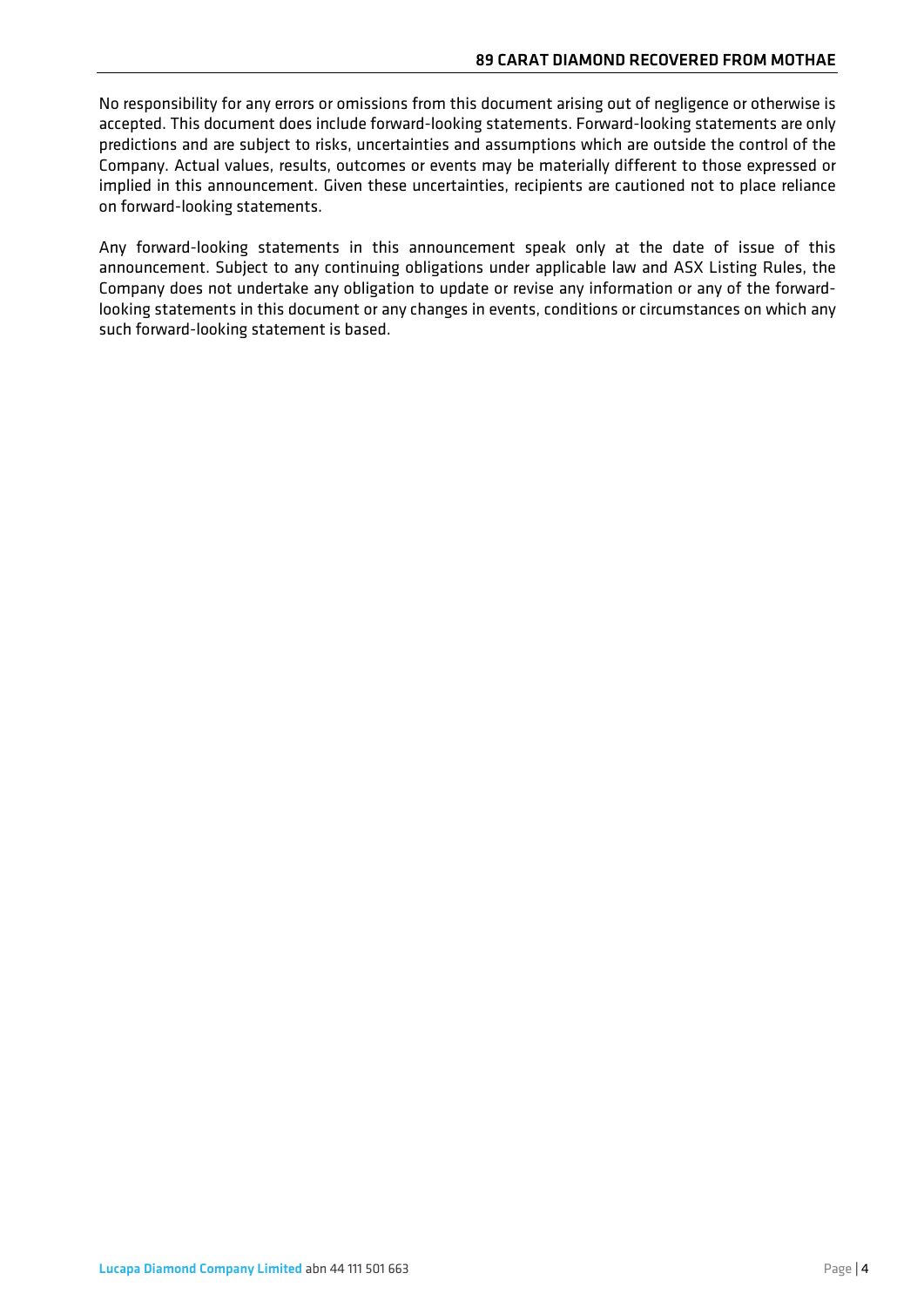No responsibility for any errors or omissions from this document arising out of negligence or otherwise is accepted. This document does include forward-looking statements. Forward-looking statements are only predictions and are subject to risks, uncertainties and assumptions which are outside the control of the Company. Actual values, results, outcomes or events may be materially different to those expressed or implied in this announcement. Given these uncertainties, recipients are cautioned not to place reliance on forward-looking statements.

Any forward-looking statements in this announcement speak only at the date of issue of this announcement. Subject to any continuing obligations under applicable law and ASX Listing Rules, the Company does not undertake any obligation to update or revise any information or any of the forward-looking statements in this document or any changes in events, conditions or circumstances on which any such forward-looking statement is based.